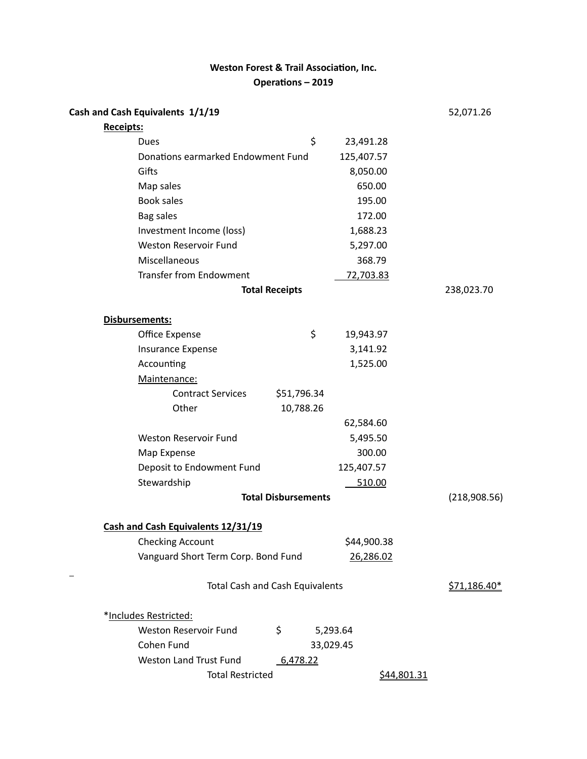**Weston Forest & Trail Association, Inc.**
**Operations – 2019**

| | | | |
|---|---|---|---|
| **Cash and Cash Equivalents 1/1/19** | | | 52,071.26 |
| **Receipts:** | | | |
| Dues | | $ 23,491.28 | |
| Donations earmarked Endowment Fund | | 125,407.57 | |
| Gifts | | 8,050.00 | |
| Map sales | | 650.00 | |
| Book sales | | 195.00 | |
| Bag sales | | 172.00 | |
| Investment Income (loss) | | 1,688.23 | |
| Weston Reservoir Fund | | 5,297.00 | |
| Miscellaneous | | 368.79 | |
| Transfer from Endowment | | 72,703.83 | |
| **Total Receipts** | | | 238,023.70 |
| | | | |
| **Disbursements:** | | | |
| Office Expense | | $ 19,943.97 | |
| Insurance Expense | | 3,141.92 | |
| Accounting | | 1,525.00 | |
| Maintenance: | | | |
| Contract Services | $51,796.34 | | |
| Other | 10,788.26 | | |
| | | 62,584.60 | |
| Weston Reservoir Fund | | 5,495.50 | |
| Map Expense | | 300.00 | |
| Deposit to Endowment Fund | | 125,407.57 | |
| Stewardship | | 510.00 | |
| **Total Disbursements** | | | (218,908.56) |
| | | | |
| **Cash and Cash Equivalents 12/31/19** | | | |
| Checking Account | | $44,900.38 | |
| Vanguard Short Term Corp. Bond Fund | | 26,286.02 | |
| Total Cash and Cash Equivalents | | | $71,186.40* |

*Includes Restricted:

| | | | |
|---|---|---|---|
| Weston Reservoir Fund | $ | 5,293.64 | |
| Cohen Fund | | 33,029.45 | |
| Weston Land Trust Fund | 6,478.22 | | |
| Total Restricted | | | $44,801.31 |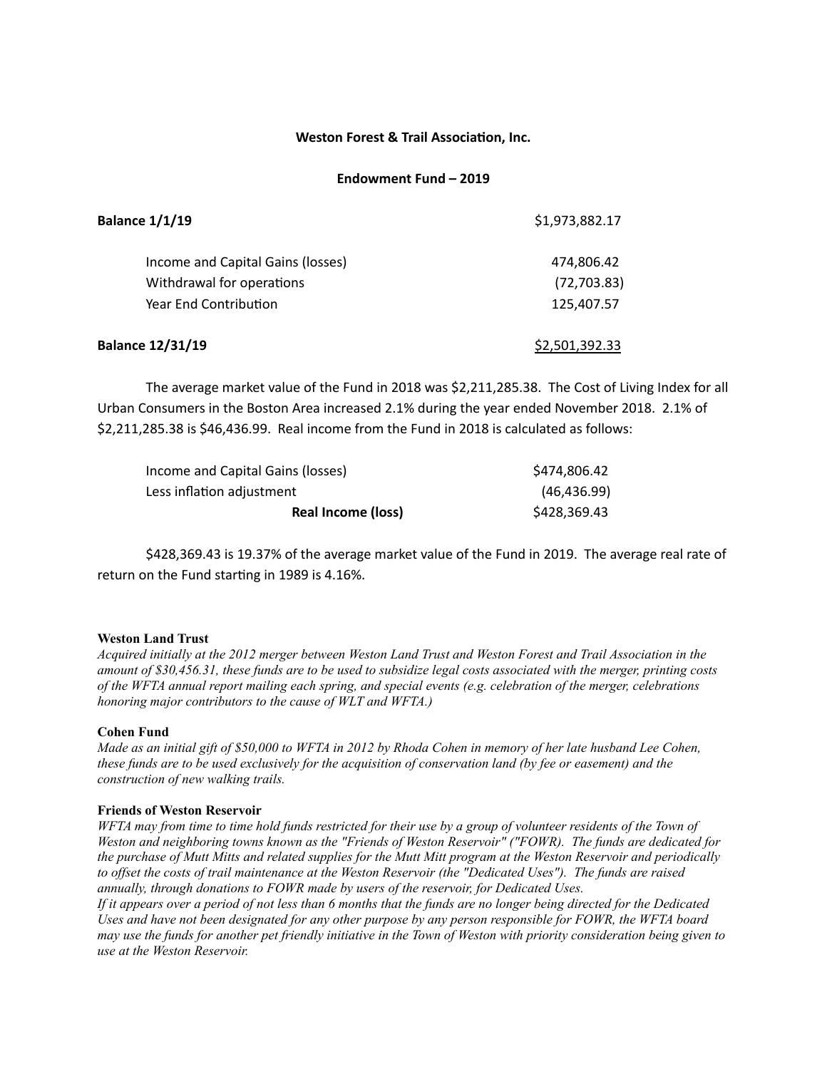**Weston Forest & Trail Association, Inc.**

**Endowment Fund – 2019**

| | |
|---|---|
| **Balance 1/1/19** | $1,973,882.17 |
| Income and Capital Gains (losses) | 474,806.42 |
| Withdrawal for operations | (72,703.83) |
| Year End Contribution | 125,407.57 |
| **Balance 12/31/19** | $2,501,392.33 |

The average market value of the Fund in 2018 was $2,211,285.38. The Cost of Living Index for all Urban Consumers in the Boston Area increased 2.1% during the year ended November 2018. 2.1% of $2,211,285.38 is $46,436.99. Real income from the Fund in 2018 is calculated as follows:

| | |
|---|---|
| Income and Capital Gains (losses) | $474,806.42 |
| Less inflation adjustment | (46,436.99) |
| **Real Income (loss)** | $428,369.43 |

$428,369.43 is 19.37% of the average market value of the Fund in 2019. The average real rate of return on the Fund starting in 1989 is 4.16%.

**Weston Land Trust**

*Acquired initially at the 2012 merger between Weston Land Trust and Weston Forest and Trail Association in the amount of $30,456.31, these funds are to be used to subsidize legal costs associated with the merger, printing costs of the WFTA annual report mailing each spring, and special events (e.g. celebration of the merger, celebrations honoring major contributors to the cause of WLT and WFTA.)*

**Cohen Fund**

*Made as an initial gift of $50,000 to WFTA in 2012 by Rhoda Cohen in memory of her late husband Lee Cohen, these funds are to be used exclusively for the acquisition of conservation land (by fee or easement) and the construction of new walking trails.*

**Friends of Weston Reservoir**

*WFTA may from time to time hold funds restricted for their use by a group of volunteer residents of the Town of Weston and neighboring towns known as the "Friends of Weston Reservoir" ("FOWR). The funds are dedicated for the purchase of Mutt Mitts and related supplies for the Mutt Mitt program at the Weston Reservoir and periodically to offset the costs of trail maintenance at the Weston Reservoir (the "Dedicated Uses"). The funds are raised annually, through donations to FOWR made by users of the reservoir, for Dedicated Uses.*

*If it appears over a period of not less than 6 months that the funds are no longer being directed for the Dedicated Uses and have not been designated for any other purpose by any person responsible for FOWR, the WFTA board may use the funds for another pet friendly initiative in the Town of Weston with priority consideration being given to use at the Weston Reservoir.*